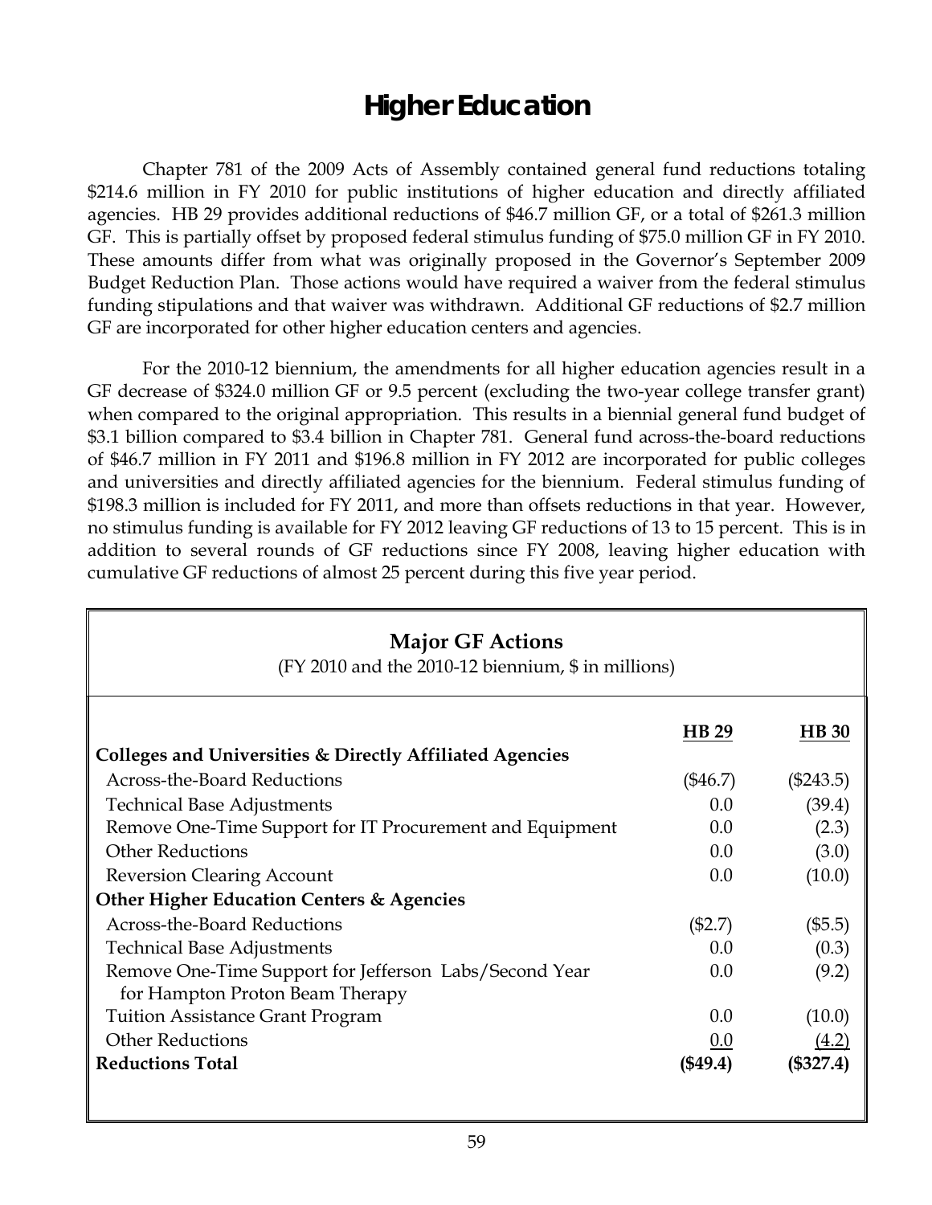# Higher Education

Chapter 781 of the 2009 Acts of Assembly contained general fund reductions totaling $214.6 million in FY 2010 for public institutions of higher education and directly affiliated agencies. HB 29 provides additional reductions of $46.7 million GF, or a total of $261.3 million GF. This is partially offset by proposed federal stimulus funding of $75.0 million GF in FY 2010. These amounts differ from what was originally proposed in the Governor's September 2009 Budget Reduction Plan. Those actions would have required a waiver from the federal stimulus funding stipulations and that waiver was withdrawn. Additional GF reductions of $2.7 million GF are incorporated for other higher education centers and agencies.

For the 2010-12 biennium, the amendments for all higher education agencies result in a GF decrease of $324.0 million GF or 9.5 percent (excluding the two-year college transfer grant) when compared to the original appropriation. This results in a biennial general fund budget of $3.1 billion compared to $3.4 billion in Chapter 781. General fund across-the-board reductions of $46.7 million in FY 2011 and $196.8 million in FY 2012 are incorporated for public colleges and universities and directly affiliated agencies for the biennium. Federal stimulus funding of $198.3 million is included for FY 2011, and more than offsets reductions in that year. However, no stimulus funding is available for FY 2012 leaving GF reductions of 13 to 15 percent. This is in addition to several rounds of GF reductions since FY 2008, leaving higher education with cumulative GF reductions of almost 25 percent during this five year period.

**Major GF Actions**

(FY 2010 and the 2010-12 biennium, $ in millions)

| | HB 29 | HB 30 |
|---|---|---|
| **Colleges and Universities & Directly Affiliated Agencies** | | |
| Across-the-Board Reductions | ($46.7) | ($243.5) |
| Technical Base Adjustments | 0.0 | (39.4) |
| Remove One-Time Support for IT Procurement and Equipment | 0.0 | (2.3) |
| Other Reductions | 0.0 | (3.0) |
| Reversion Clearing Account | 0.0 | (10.0) |
| **Other Higher Education Centers & Agencies** | | |
| Across-the-Board Reductions | ($2.7) | ($5.5) |
| Technical Base Adjustments | 0.0 | (0.3) |
| Remove One-Time Support for Jefferson Labs/Second Year for Hampton Proton Beam Therapy | 0.0 | (9.2) |
| Tuition Assistance Grant Program | 0.0 | (10.0) |
| Other Reductions | 0.0 | (4.2) |
| **Reductions Total** | **($49.4)** | **($327.4)** |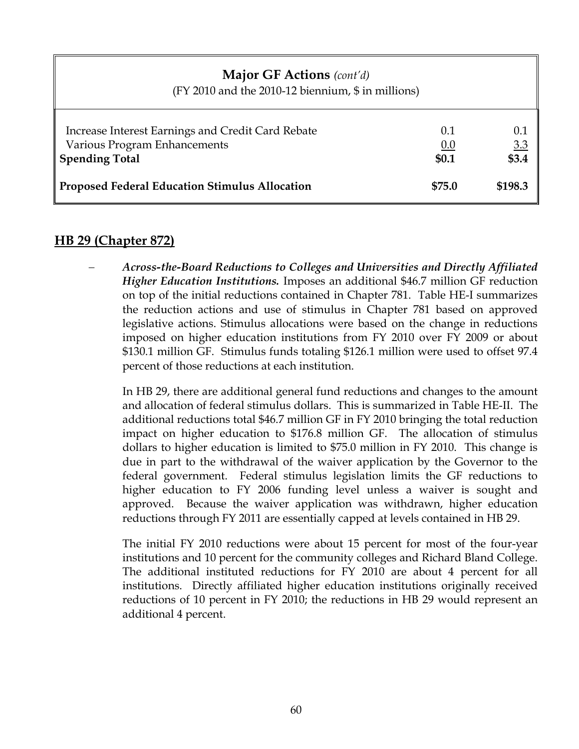| Major GF Actions *(cont'd)* (FY 2010 and the 2010-12 biennium, $ in millions) | | |
|---|---|---|
| Increase Interest Earnings and Credit Card Rebate | 0.1 | 0.1 |
| Various Program Enhancements | 0.0 | 3.3 |
| **Spending Total** | **$0.1** | **$3.4** |
| **Proposed Federal Education Stimulus Allocation** | **$75.0** | **$198.3** |

## HB 29 (Chapter 872)

- ***Across-the-Board Reductions to Colleges and Universities and Directly Affiliated Higher Education Institutions.*** Imposes an additional $46.7 million GF reduction on top of the initial reductions contained in Chapter 781. Table HE-I summarizes the reduction actions and use of stimulus in Chapter 781 based on approved legislative actions. Stimulus allocations were based on the change in reductions imposed on higher education institutions from FY 2010 over FY 2009 or about $130.1 million GF. Stimulus funds totaling $126.1 million were used to offset 97.4 percent of those reductions at each institution.

  In HB 29, there are additional general fund reductions and changes to the amount and allocation of federal stimulus dollars. This is summarized in Table HE-II. The additional reductions total $46.7 million GF in FY 2010 bringing the total reduction impact on higher education to $176.8 million GF. The allocation of stimulus dollars to higher education is limited to $75.0 million in FY 2010. This change is due in part to the withdrawal of the waiver application by the Governor to the federal government. Federal stimulus legislation limits the GF reductions to higher education to FY 2006 funding level unless a waiver is sought and approved. Because the waiver application was withdrawn, higher education reductions through FY 2011 are essentially capped at levels contained in HB 29.

  The initial FY 2010 reductions were about 15 percent for most of the four-year institutions and 10 percent for the community colleges and Richard Bland College. The additional instituted reductions for FY 2010 are about 4 percent for all institutions. Directly affiliated higher education institutions originally received reductions of 10 percent in FY 2010; the reductions in HB 29 would represent an additional 4 percent.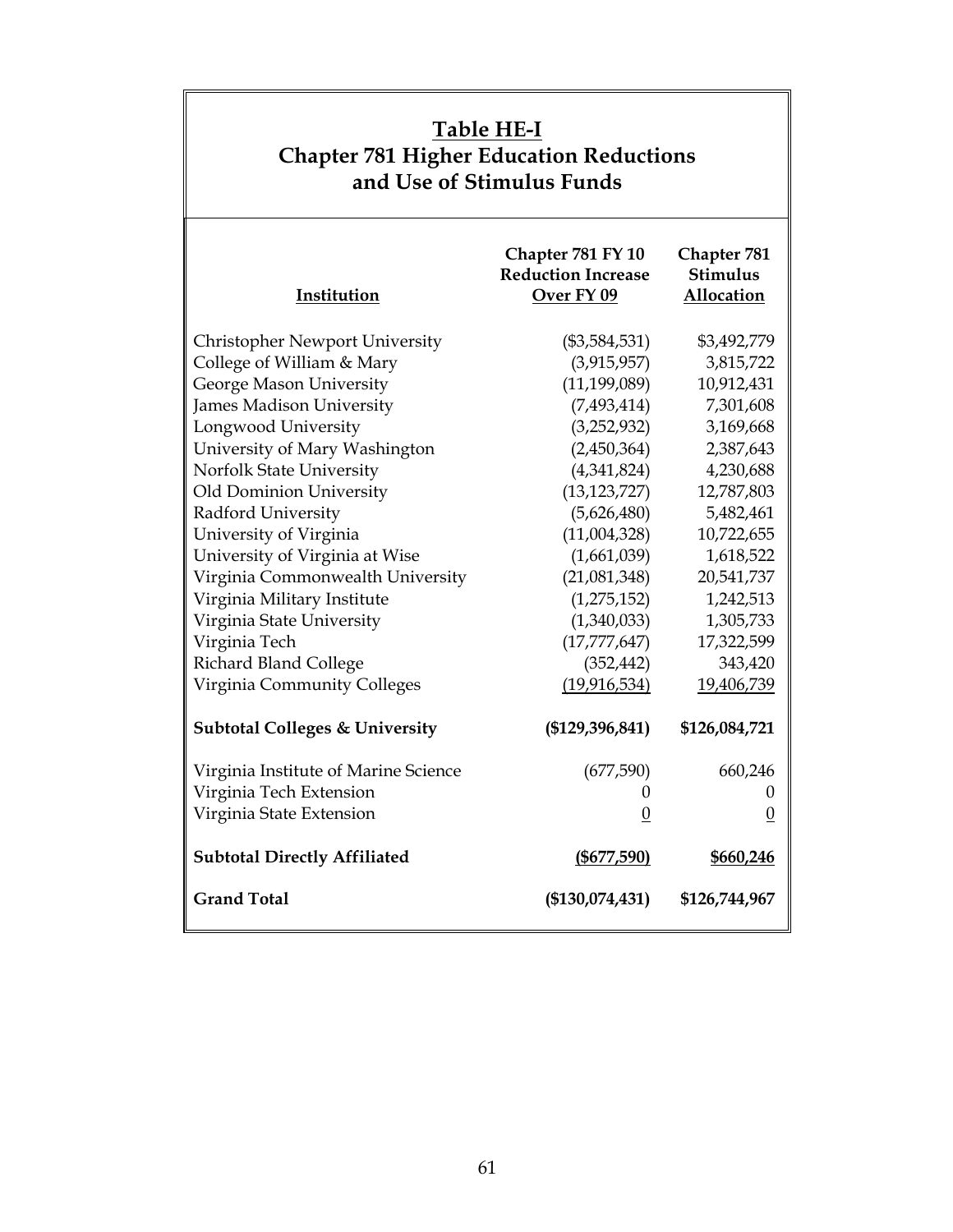## Table HE-I
## Chapter 781 Higher Education Reductions and Use of Stimulus Funds

| Institution | Chapter 781 FY 10 Reduction Increase Over FY 09 | Chapter 781 Stimulus Allocation |
|---|---|---|
| Christopher Newport University | ($3,584,531) | $3,492,779 |
| College of William & Mary | (3,915,957) | 3,815,722 |
| George Mason University | (11,199,089) | 10,912,431 |
| James Madison University | (7,493,414) | 7,301,608 |
| Longwood University | (3,252,932) | 3,169,668 |
| University of Mary Washington | (2,450,364) | 2,387,643 |
| Norfolk State University | (4,341,824) | 4,230,688 |
| Old Dominion University | (13,123,727) | 12,787,803 |
| Radford University | (5,626,480) | 5,482,461 |
| University of Virginia | (11,004,328) | 10,722,655 |
| University of Virginia at Wise | (1,661,039) | 1,618,522 |
| Virginia Commonwealth University | (21,081,348) | 20,541,737 |
| Virginia Military Institute | (1,275,152) | 1,242,513 |
| Virginia State University | (1,340,033) | 1,305,733 |
| Virginia Tech | (17,777,647) | 17,322,599 |
| Richard Bland College | (352,442) | 343,420 |
| Virginia Community Colleges | (19,916,534) | 19,406,739 |
| **Subtotal Colleges & University** | **($129,396,841)** | **$126,084,721** |
| Virginia Institute of Marine Science | (677,590) | 660,246 |
| Virginia Tech Extension | 0 | 0 |
| Virginia State Extension | 0 | 0 |
| **Subtotal Directly Affiliated** | **($677,590)** | **$660,246** |
| **Grand Total** | **($130,074,431)** | **$126,744,967** |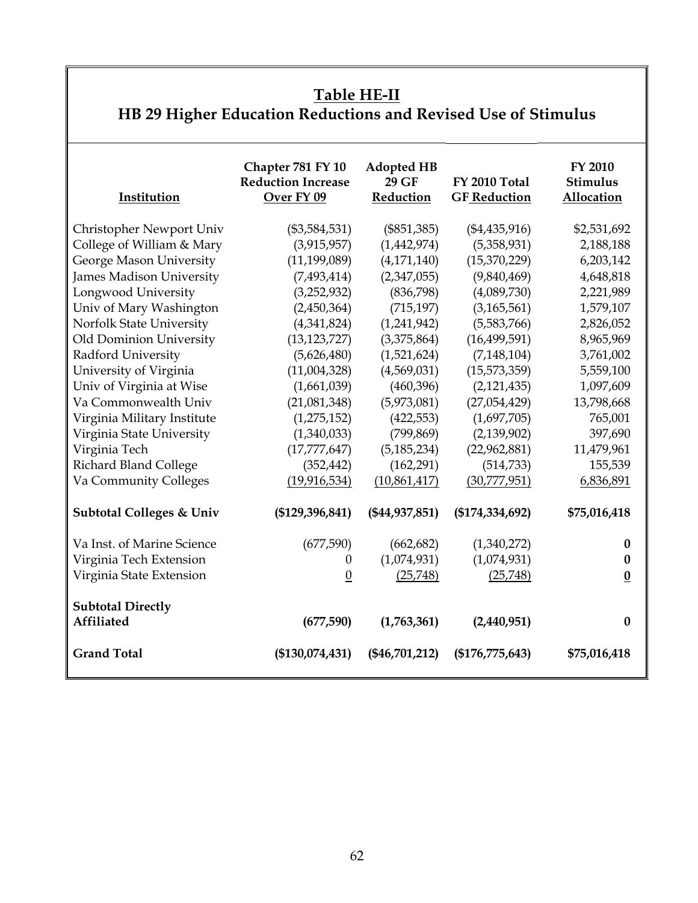## Table HE-II
## HB 29 Higher Education Reductions and Revised Use of Stimulus

| Institution | Chapter 781 FY 10 Reduction Increase Over FY 09 | Adopted HB 29 GF Reduction | FY 2010 Total GF Reduction | FY 2010 Stimulus Allocation |
|---|---|---|---|---|
| Christopher Newport Univ | ($3,584,531) | ($851,385) | ($4,435,916) | $2,531,692 |
| College of William & Mary | (3,915,957) | (1,442,974) | (5,358,931) | 2,188,188 |
| George Mason University | (11,199,089) | (4,171,140) | (15,370,229) | 6,203,142 |
| James Madison University | (7,493,414) | (2,347,055) | (9,840,469) | 4,648,818 |
| Longwood University | (3,252,932) | (836,798) | (4,089,730) | 2,221,989 |
| Univ of Mary Washington | (2,450,364) | (715,197) | (3,165,561) | 1,579,107 |
| Norfolk State University | (4,341,824) | (1,241,942) | (5,583,766) | 2,826,052 |
| Old Dominion University | (13,123,727) | (3,375,864) | (16,499,591) | 8,965,969 |
| Radford University | (5,626,480) | (1,521,624) | (7,148,104) | 3,761,002 |
| University of Virginia | (11,004,328) | (4,569,031) | (15,573,359) | 5,559,100 |
| Univ of Virginia at Wise | (1,661,039) | (460,396) | (2,121,435) | 1,097,609 |
| Va Commonwealth Univ | (21,081,348) | (5,973,081) | (27,054,429) | 13,798,668 |
| Virginia Military Institute | (1,275,152) | (422,553) | (1,697,705) | 765,001 |
| Virginia State University | (1,340,033) | (799,869) | (2,139,902) | 397,690 |
| Virginia Tech | (17,777,647) | (5,185,234) | (22,962,881) | 11,479,961 |
| Richard Bland College | (352,442) | (162,291) | (514,733) | 155,539 |
| Va Community Colleges | (19,916,534) | (10,861,417) | (30,777,951) | 6,836,891 |
| **Subtotal Colleges & Univ** | **($129,396,841)** | **($44,937,851)** | **($174,334,692)** | **$75,016,418** |
| Va Inst. of Marine Science | (677,590) | (662,682) | (1,340,272) | **0** |
| Virginia Tech Extension | 0 | (1,074,931) | (1,074,931) | **0** |
| Virginia State Extension | 0 | (25,748) | (25,748) | **0** |
| **Subtotal Directly Affiliated** | **(677,590)** | **(1,763,361)** | **(2,440,951)** | **0** |
| **Grand Total** | **($130,074,431)** | **($46,701,212)** | **($176,775,643)** | **$75,016,418** |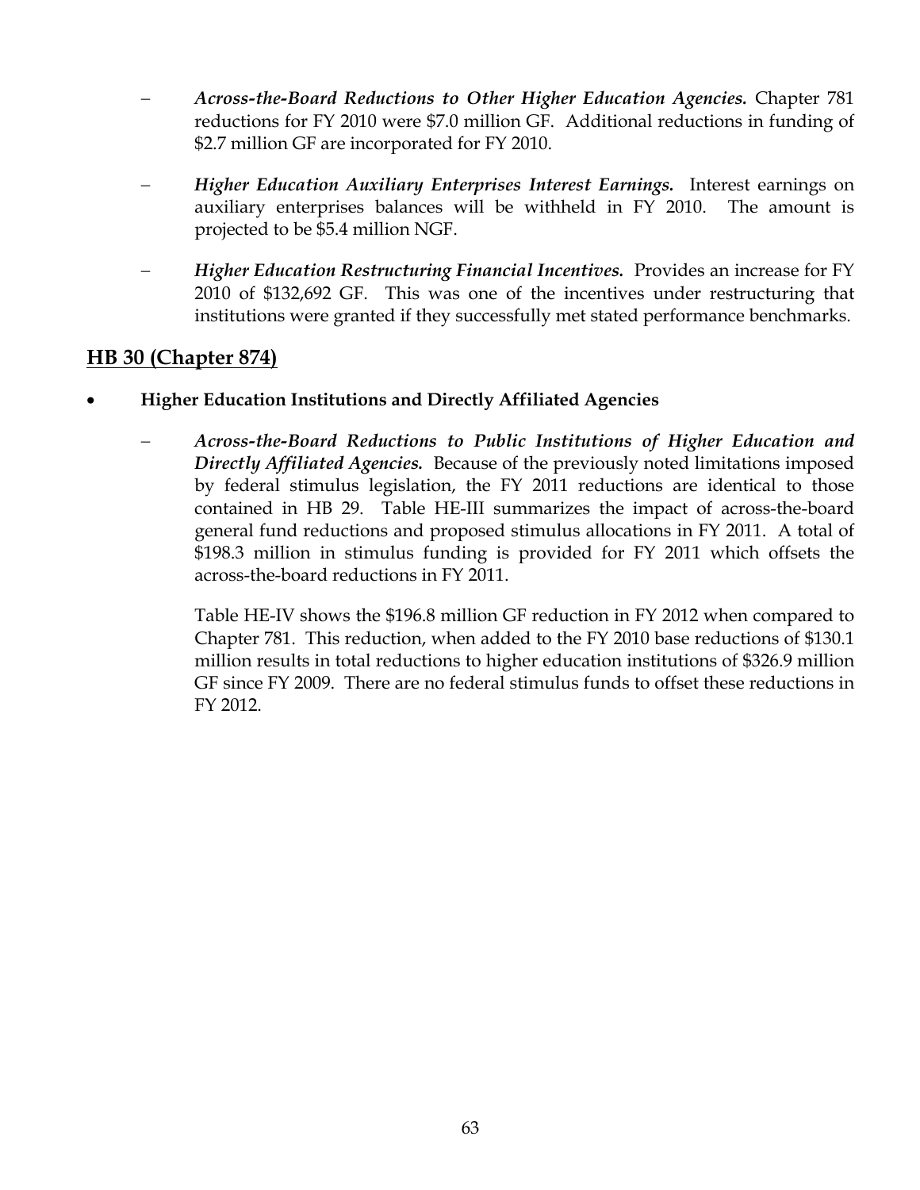- ***Across-the-Board Reductions to Other Higher Education Agencies.*** Chapter 781 reductions for FY 2010 were $7.0 million GF. Additional reductions in funding of $2.7 million GF are incorporated for FY 2010.

- ***Higher Education Auxiliary Enterprises Interest Earnings.*** Interest earnings on auxiliary enterprises balances will be withheld in FY 2010. The amount is projected to be $5.4 million NGF.

- ***Higher Education Restructuring Financial Incentives.*** Provides an increase for FY 2010 of $132,692 GF. This was one of the incentives under restructuring that institutions were granted if they successfully met stated performance benchmarks.

## HB 30 (Chapter 874)

- **Higher Education Institutions and Directly Affiliated Agencies**

  - ***Across-the-Board Reductions to Public Institutions of Higher Education and Directly Affiliated Agencies.*** Because of the previously noted limitations imposed by federal stimulus legislation, the FY 2011 reductions are identical to those contained in HB 29. Table HE-III summarizes the impact of across-the-board general fund reductions and proposed stimulus allocations in FY 2011. A total of $198.3 million in stimulus funding is provided for FY 2011 which offsets the across-the-board reductions in FY 2011.

    Table HE-IV shows the $196.8 million GF reduction in FY 2012 when compared to Chapter 781. This reduction, when added to the FY 2010 base reductions of $130.1 million results in total reductions to higher education institutions of $326.9 million GF since FY 2009. There are no federal stimulus funds to offset these reductions in FY 2012.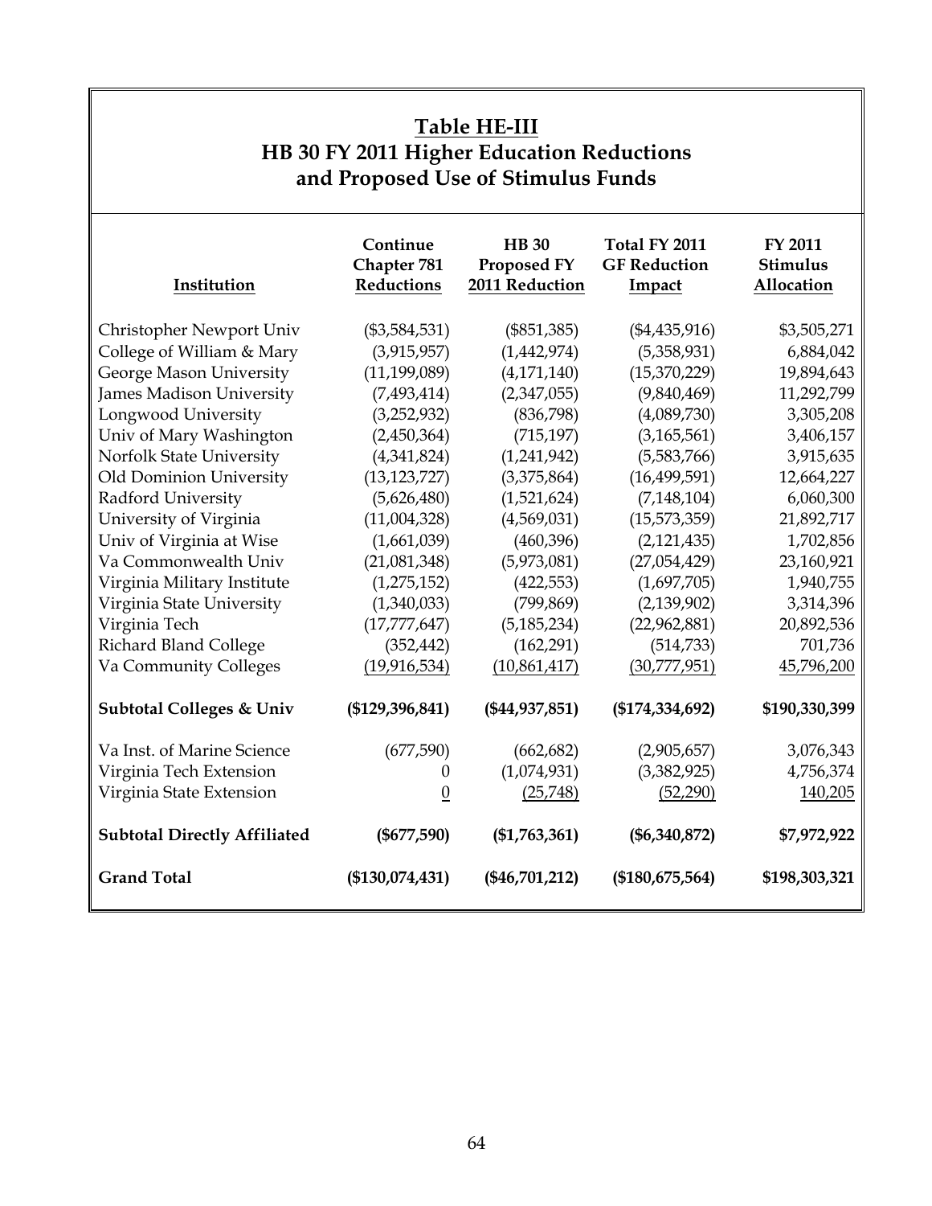## Table HE-III
## HB 30 FY 2011 Higher Education Reductions and Proposed Use of Stimulus Funds

| Institution | Continue Chapter 781 Reductions | HB 30 Proposed FY 2011 Reduction | Total FY 2011 GF Reduction Impact | FY 2011 Stimulus Allocation |
|---|---|---|---|---|
| Christopher Newport Univ | ($3,584,531) | ($851,385) | ($4,435,916) | $3,505,271 |
| College of William & Mary | (3,915,957) | (1,442,974) | (5,358,931) | 6,884,042 |
| George Mason University | (11,199,089) | (4,171,140) | (15,370,229) | 19,894,643 |
| James Madison University | (7,493,414) | (2,347,055) | (9,840,469) | 11,292,799 |
| Longwood University | (3,252,932) | (836,798) | (4,089,730) | 3,305,208 |
| Univ of Mary Washington | (2,450,364) | (715,197) | (3,165,561) | 3,406,157 |
| Norfolk State University | (4,341,824) | (1,241,942) | (5,583,766) | 3,915,635 |
| Old Dominion University | (13,123,727) | (3,375,864) | (16,499,591) | 12,664,227 |
| Radford University | (5,626,480) | (1,521,624) | (7,148,104) | 6,060,300 |
| University of Virginia | (11,004,328) | (4,569,031) | (15,573,359) | 21,892,717 |
| Univ of Virginia at Wise | (1,661,039) | (460,396) | (2,121,435) | 1,702,856 |
| Va Commonwealth Univ | (21,081,348) | (5,973,081) | (27,054,429) | 23,160,921 |
| Virginia Military Institute | (1,275,152) | (422,553) | (1,697,705) | 1,940,755 |
| Virginia State University | (1,340,033) | (799,869) | (2,139,902) | 3,314,396 |
| Virginia Tech | (17,777,647) | (5,185,234) | (22,962,881) | 20,892,536 |
| Richard Bland College | (352,442) | (162,291) | (514,733) | 701,736 |
| Va Community Colleges | (19,916,534) | (10,861,417) | (30,777,951) | 45,796,200 |
| **Subtotal Colleges & Univ** | **($129,396,841)** | **($44,937,851)** | **($174,334,692)** | **$190,330,399** |
| Va Inst. of Marine Science | (677,590) | (662,682) | (2,905,657) | 3,076,343 |
| Virginia Tech Extension | 0 | (1,074,931) | (3,382,925) | 4,756,374 |
| Virginia State Extension | 0 | (25,748) | (52,290) | 140,205 |
| **Subtotal Directly Affiliated** | **($677,590)** | **($1,763,361)** | **($6,340,872)** | **$7,972,922** |
| **Grand Total** | **($130,074,431)** | **($46,701,212)** | **($180,675,564)** | **$198,303,321** |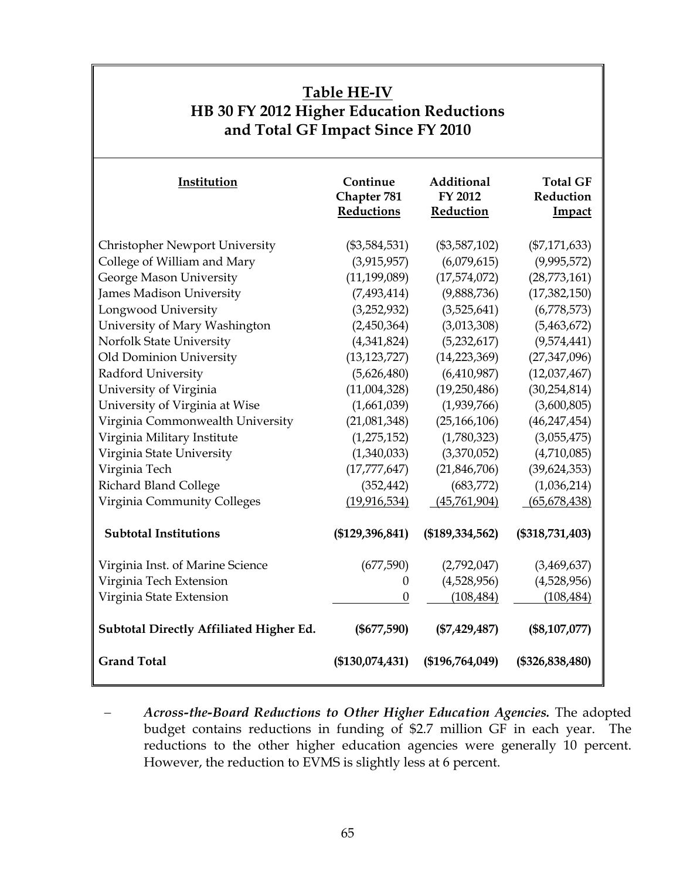## Table HE-IV
## HB 30 FY 2012 Higher Education Reductions and Total GF Impact Since FY 2010

| Institution | Continue Chapter 781 Reductions | Additional FY 2012 Reduction | Total GF Reduction Impact |
|---|---|---|---|
| Christopher Newport University | ($3,584,531) | ($3,587,102) | ($7,171,633) |
| College of William and Mary | (3,915,957) | (6,079,615) | (9,995,572) |
| George Mason University | (11,199,089) | (17,574,072) | (28,773,161) |
| James Madison University | (7,493,414) | (9,888,736) | (17,382,150) |
| Longwood University | (3,252,932) | (3,525,641) | (6,778,573) |
| University of Mary Washington | (2,450,364) | (3,013,308) | (5,463,672) |
| Norfolk State University | (4,341,824) | (5,232,617) | (9,574,441) |
| Old Dominion University | (13,123,727) | (14,223,369) | (27,347,096) |
| Radford University | (5,626,480) | (6,410,987) | (12,037,467) |
| University of Virginia | (11,004,328) | (19,250,486) | (30,254,814) |
| University of Virginia at Wise | (1,661,039) | (1,939,766) | (3,600,805) |
| Virginia Commonwealth University | (21,081,348) | (25,166,106) | (46,247,454) |
| Virginia Military Institute | (1,275,152) | (1,780,323) | (3,055,475) |
| Virginia State University | (1,340,033) | (3,370,052) | (4,710,085) |
| Virginia Tech | (17,777,647) | (21,846,706) | (39,624,353) |
| Richard Bland College | (352,442) | (683,772) | (1,036,214) |
| Virginia Community Colleges | (19,916,534) | (45,761,904) | (65,678,438) |
| **Subtotal Institutions** | **($129,396,841)** | **($189,334,562)** | **($318,731,403)** |
| Virginia Inst. of Marine Science | (677,590) | (2,792,047) | (3,469,637) |
| Virginia Tech Extension | 0 | (4,528,956) | (4,528,956) |
| Virginia State Extension | 0 | (108,484) | (108,484) |
| **Subtotal Directly Affiliated Higher Ed.** | **($677,590)** | **($7,429,487)** | **($8,107,077)** |
| **Grand Total** | **($130,074,431)** | **($196,764,049)** | **($326,838,480)** |

- ***Across-the-Board Reductions to Other Higher Education Agencies.*** The adopted budget contains reductions in funding of $2.7 million GF in each year. The reductions to the other higher education agencies were generally 10 percent. However, the reduction to EVMS is slightly less at 6 percent.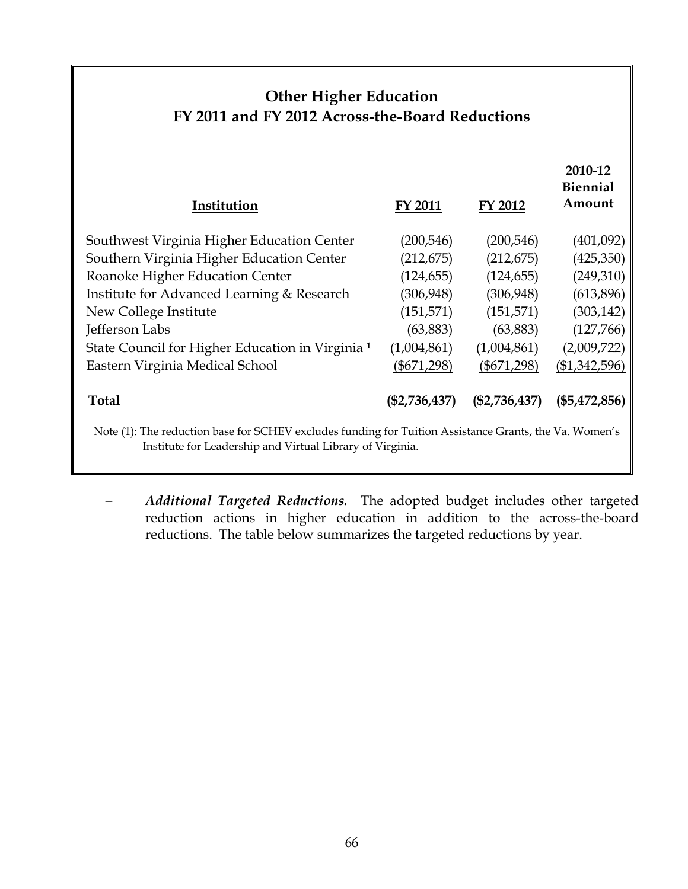## Other Higher Education
## FY 2011 and FY 2012 Across-the-Board Reductions

| Institution | FY 2011 | FY 2012 | 2010-12 Biennial Amount |
|---|---|---|---|
| Southwest Virginia Higher Education Center | (200,546) | (200,546) | (401,092) |
| Southern Virginia Higher Education Center | (212,675) | (212,675) | (425,350) |
| Roanoke Higher Education Center | (124,655) | (124,655) | (249,310) |
| Institute for Advanced Learning & Research | (306,948) | (306,948) | (613,896) |
| New College Institute | (151,571) | (151,571) | (303,142) |
| Jefferson Labs | (63,883) | (63,883) | (127,766) |
| State Council for Higher Education in Virginia [1] | (1,004,861) | (1,004,861) | (2,009,722) |
| Eastern Virginia Medical School | ($671,298) | ($671,298) | ($1,342,596) |
| **Total** | **($2,736,437)** | **($2,736,437)** | **($5,472,856)** |

Note (1): The reduction base for SCHEV excludes funding for Tuition Assistance Grants, the Va. Women's Institute for Leadership and Virtual Library of Virginia.

– ***Additional Targeted Reductions.*** The adopted budget includes other targeted reduction actions in higher education in addition to the across-the-board reductions. The table below summarizes the targeted reductions by year.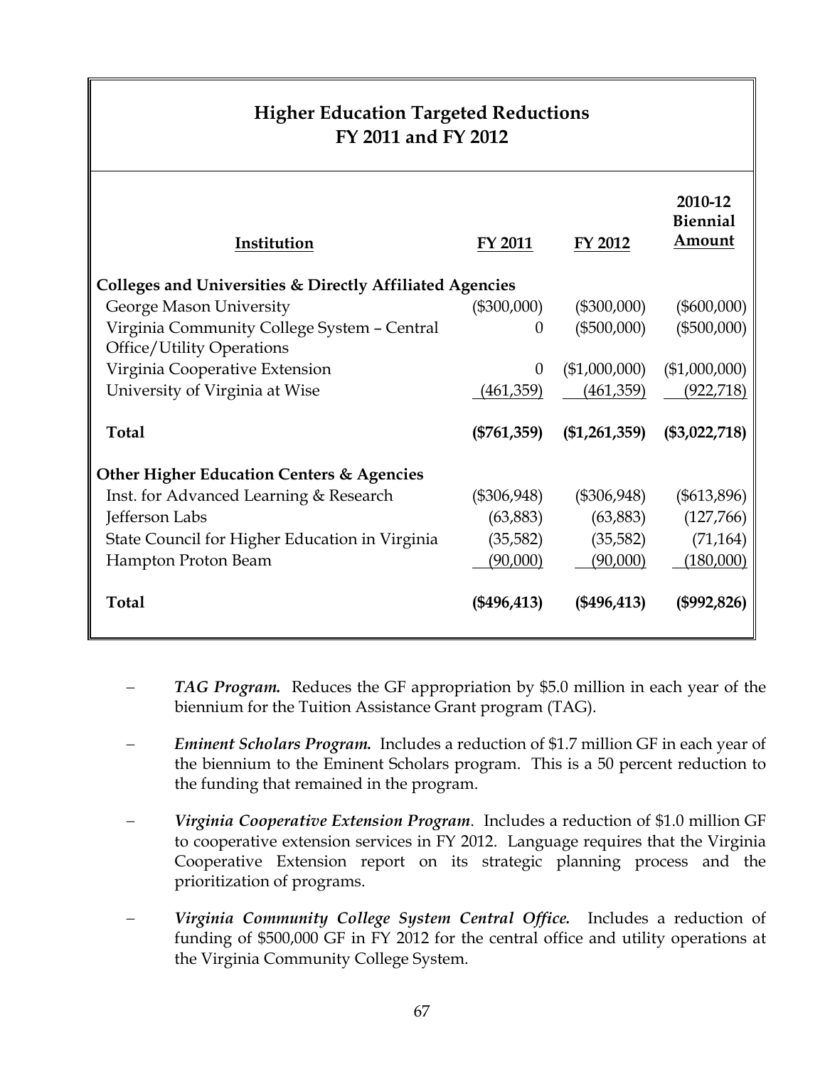## Higher Education Targeted Reductions FY 2011 and FY 2012

| Institution | FY 2011 | FY 2012 | 2010-12 Biennial Amount |
|---|---|---|---|
| **Colleges and Universities & Directly Affiliated Agencies** | | | |
| George Mason University | ($300,000) | ($300,000) | ($600,000) |
| Virginia Community College System – Central Office/Utility Operations | 0 | ($500,000) | ($500,000) |
| Virginia Cooperative Extension | 0 | ($1,000,000) | ($1,000,000) |
| University of Virginia at Wise | (461,359) | (461,359) | (922,718) |
| **Total** | **($761,359)** | **($1,261,359)** | **($3,022,718)** |
| **Other Higher Education Centers & Agencies** | | | |
| Inst. for Advanced Learning & Research | ($306,948) | ($306,948) | ($613,896) |
| Jefferson Labs | (63,883) | (63,883) | (127,766) |
| State Council for Higher Education in Virginia | (35,582) | (35,582) | (71,164) |
| Hampton Proton Beam | (90,000) | (90,000) | (180,000) |
| **Total** | **($496,413)** | **($496,413)** | **($992,826)** |

- ***TAG Program.*** Reduces the GF appropriation by $5.0 million in each year of the biennium for the Tuition Assistance Grant program (TAG).

- ***Eminent Scholars Program.*** Includes a reduction of $1.7 million GF in each year of the biennium to the Eminent Scholars program. This is a 50 percent reduction to the funding that remained in the program.

- ***Virginia Cooperative Extension Program***. Includes a reduction of $1.0 million GF to cooperative extension services in FY 2012. Language requires that the Virginia Cooperative Extension report on its strategic planning process and the prioritization of programs.

- ***Virginia Community College System Central Office.*** Includes a reduction of funding of $500,000 GF in FY 2012 for the central office and utility operations at the Virginia Community College System.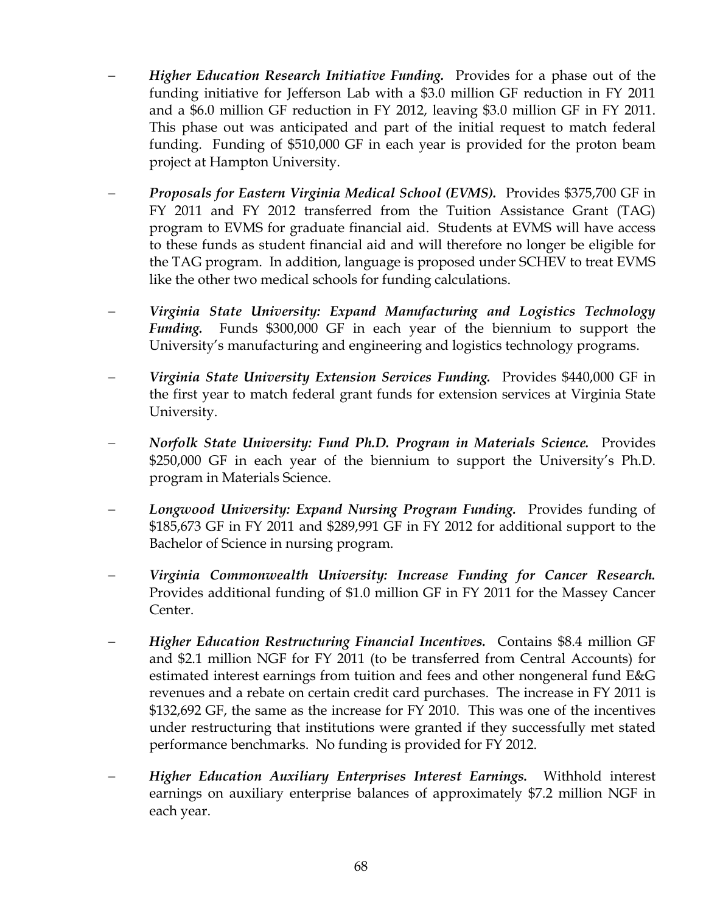- ***Higher Education Research Initiative Funding.*** Provides for a phase out of the funding initiative for Jefferson Lab with a $3.0 million GF reduction in FY 2011 and a $6.0 million GF reduction in FY 2012, leaving $3.0 million GF in FY 2011. This phase out was anticipated and part of the initial request to match federal funding. Funding of $510,000 GF in each year is provided for the proton beam project at Hampton University.

- ***Proposals for Eastern Virginia Medical School (EVMS).*** Provides $375,700 GF in FY 2011 and FY 2012 transferred from the Tuition Assistance Grant (TAG) program to EVMS for graduate financial aid. Students at EVMS will have access to these funds as student financial aid and will therefore no longer be eligible for the TAG program. In addition, language is proposed under SCHEV to treat EVMS like the other two medical schools for funding calculations.

- ***Virginia State University: Expand Manufacturing and Logistics Technology Funding.*** Funds $300,000 GF in each year of the biennium to support the University's manufacturing and engineering and logistics technology programs.

- ***Virginia State University Extension Services Funding.*** Provides $440,000 GF in the first year to match federal grant funds for extension services at Virginia State University.

- ***Norfolk State University: Fund Ph.D. Program in Materials Science.*** Provides $250,000 GF in each year of the biennium to support the University's Ph.D. program in Materials Science.

- ***Longwood University: Expand Nursing Program Funding.*** Provides funding of $185,673 GF in FY 2011 and $289,991 GF in FY 2012 for additional support to the Bachelor of Science in nursing program.

- ***Virginia Commonwealth University: Increase Funding for Cancer Research.*** Provides additional funding of $1.0 million GF in FY 2011 for the Massey Cancer Center.

- ***Higher Education Restructuring Financial Incentives.*** Contains $8.4 million GF and $2.1 million NGF for FY 2011 (to be transferred from Central Accounts) for estimated interest earnings from tuition and fees and other nongeneral fund E&G revenues and a rebate on certain credit card purchases. The increase in FY 2011 is $132,692 GF, the same as the increase for FY 2010. This was one of the incentives under restructuring that institutions were granted if they successfully met stated performance benchmarks. No funding is provided for FY 2012.

- ***Higher Education Auxiliary Enterprises Interest Earnings.*** Withhold interest earnings on auxiliary enterprise balances of approximately $7.2 million NGF in each year.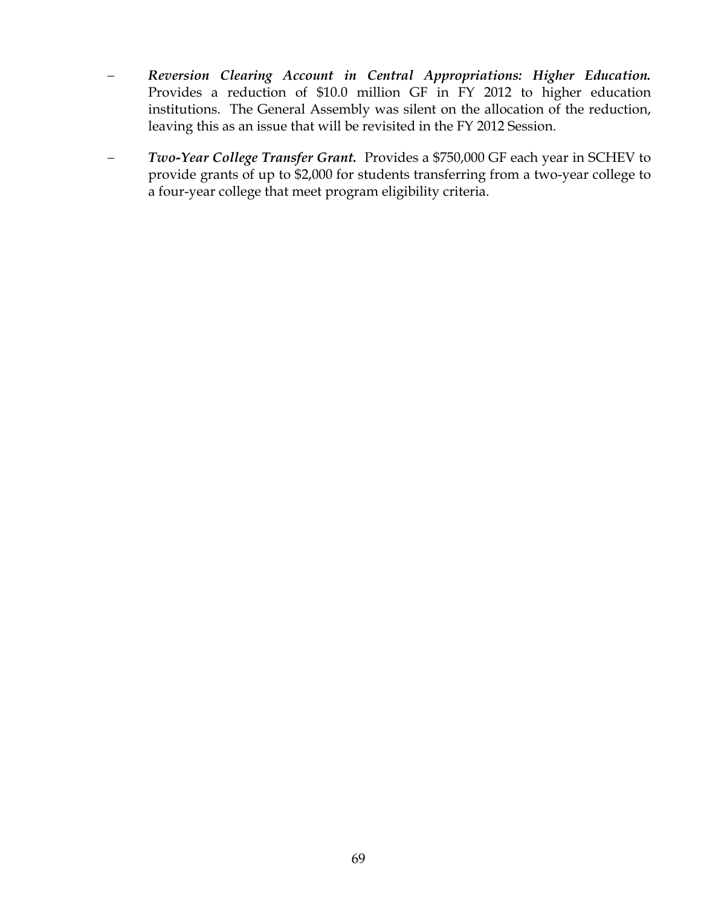- ***Reversion Clearing Account in Central Appropriations: Higher Education.*** Provides a reduction of $10.0 million GF in FY 2012 to higher education institutions. The General Assembly was silent on the allocation of the reduction, leaving this as an issue that will be revisited in the FY 2012 Session.

- ***Two-Year College Transfer Grant.*** Provides a $750,000 GF each year in SCHEV to provide grants of up to $2,000 for students transferring from a two-year college to a four-year college that meet program eligibility criteria.